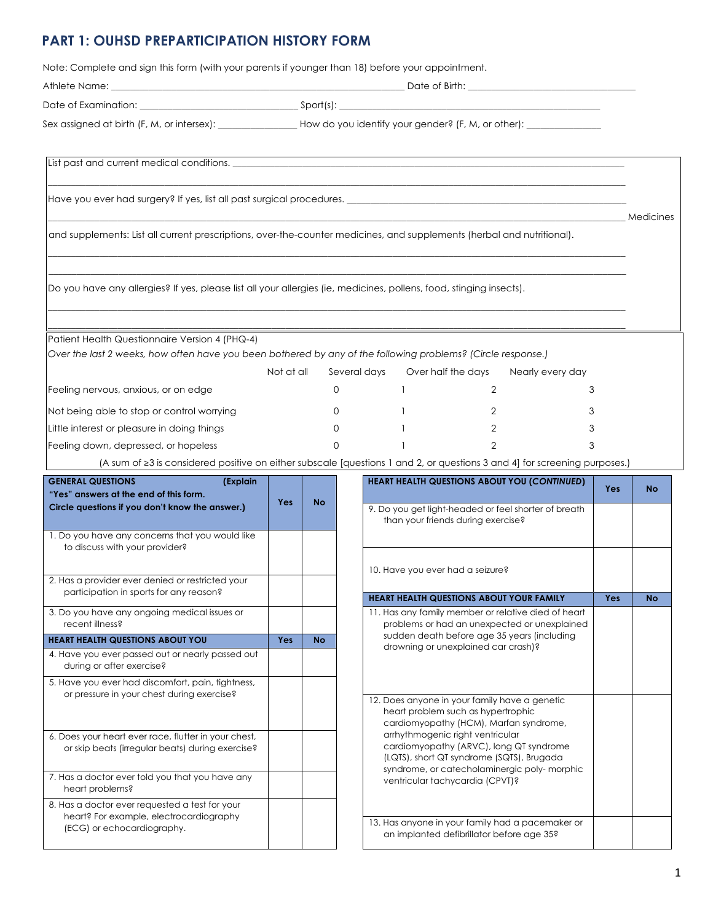# PART 1: OUHSD PREPARTICIPATION HISTORY FORM

Note: Complete and sign this form (with your parents if younger than 18) before your appointment.

Athlete Name: ______________________________ Date of Birth: ______________________________

Date of Examination: ______________________________ Sport(s): ______________________________

Sex assigned at birth (F, M, or intersex): ____________ How do you identify your gender? (F, M, or other): ____________

List past and current medical conditions. ______________________________

______________________________

Have you ever had surgery? If yes, list all past surgical procedures. ______________________________

______________________________

Medicines and supplements: List all current prescriptions, over-the-counter medicines, and supplements (herbal and nutritional).

______________________________

______________________________

Do you have any allergies? If yes, please list all your allergies (ie, medicines, pollens, food, stinging insects).

______________________________

______________________________

Patient Health Questionnaire Version 4 (PHQ-4)

*Over the last 2 weeks, how often have you been bothered by any of the following problems? (Circle response.)*

| | Not at all | Several days | Over half the days | Nearly every day |
|---|---|---|---|---|
| Feeling nervous, anxious, or on edge | 0 | 1 | 2 | 3 |
| Not being able to stop or control worrying | 0 | 1 | 2 | 3 |
| Little interest or pleasure in doing things | 0 | 1 | 2 | 3 |
| Feeling down, depressed, or hopeless | 0 | 1 | 2 | 3 |

(A sum of ≥3 is considered positive on either subscale [questions 1 and 2, or questions 3 and 4] for screening purposes.)

| **GENERAL QUESTIONS (Explain "Yes" answers at the end of this form. Circle questions if you don't know the answer.)** | **Yes** | **No** |
|---|---|---|
| 1. Do you have any concerns that you would like to discuss with your provider? | | |
| 2. Has a provider ever denied or restricted your participation in sports for any reason? | | |
| 3. Do you have any ongoing medical issues or recent illness? | | |
| **HEART HEALTH QUESTIONS ABOUT YOU** | **Yes** | **No** |
| 4. Have you ever passed out or nearly passed out during or after exercise? | | |
| 5. Have you ever had discomfort, pain, tightness, or pressure in your chest during exercise? | | |
| 6. Does your heart ever race, flutter in your chest, or skip beats (irregular beats) during exercise? | | |
| 7. Has a doctor ever told you that you have any heart problems? | | |
| 8. Has a doctor ever requested a test for your heart? For example, electrocardiography (ECG) or echocardiography. | | |

| **HEART HEALTH QUESTIONS ABOUT YOU (*CONTINUED*)** | **Yes** | **No** |
|---|---|---|
| 9. Do you get light-headed or feel shorter of breath than your friends during exercise? | | |
| 10. Have you ever had a seizure? | | |
| **HEART HEALTH QUESTIONS ABOUT YOUR FAMILY** | **Yes** | **No** |
| 11. Has any family member or relative died of heart problems or had an unexpected or unexplained sudden death before age 35 years (including drowning or unexplained car crash)? | | |
| 12. Does anyone in your family have a genetic heart problem such as hypertrophic cardiomyopathy (HCM), Marfan syndrome, arrhythmogenic right ventricular cardiomyopathy (ARVC), long QT syndrome (LQTS), short QT syndrome (SQTS), Brugada syndrome, or catecholaminergic poly- morphic ventricular tachycardia (CPVT)? | | |
| 13. Has anyone in your family had a pacemaker or an implanted defibrillator before age 35? | | |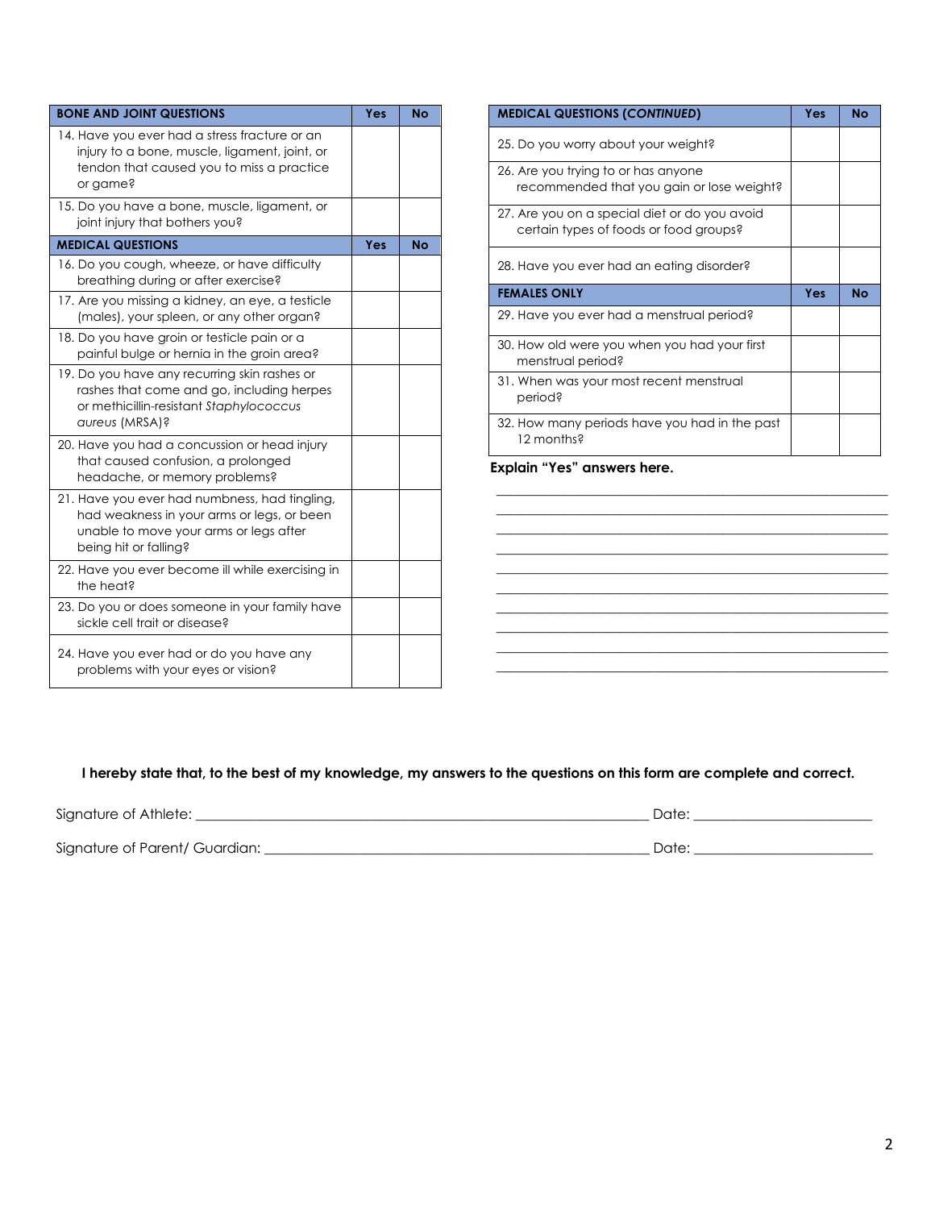| BONE AND JOINT QUESTIONS | Yes | No |
|---|---|---|
| 14. Have you ever had a stress fracture or an injury to a bone, muscle, ligament, joint, or tendon that caused you to miss a practice or game? | | |
| 15. Do you have a bone, muscle, ligament, or joint injury that bothers you? | | |

| MEDICAL QUESTIONS | Yes | No |
|---|---|---|
| 16. Do you cough, wheeze, or have difficulty breathing during or after exercise? | | |
| 17. Are you missing a kidney, an eye, a testicle (males), your spleen, or any other organ? | | |
| 18. Do you have groin or testicle pain or a painful bulge or hernia in the groin area? | | |
| 19. Do you have any recurring skin rashes or rashes that come and go, including herpes or methicillin-resistant *Staphylococcus aureus* (MRSA)? | | |
| 20. Have you had a concussion or head injury that caused confusion, a prolonged headache, or memory problems? | | |
| 21. Have you ever had numbness, had tingling, had weakness in your arms or legs, or been unable to move your arms or legs after being hit or falling? | | |
| 22. Have you ever become ill while exercising in the heat? | | |
| 23. Do you or does someone in your family have sickle cell trait or disease? | | |
| 24. Have you ever had or do you have any problems with your eyes or vision? | | |

| MEDICAL QUESTIONS (*CONTINUED*) | Yes | No |
|---|---|---|
| 25. Do you worry about your weight? | | |
| 26. Are you trying to or has anyone recommended that you gain or lose weight? | | |
| 27. Are you on a special diet or do you avoid certain types of foods or food groups? | | |
| 28. Have you ever had an eating disorder? | | |

| FEMALES ONLY | Yes | No |
|---|---|---|
| 29. Have you ever had a menstrual period? | | |
| 30. How old were you when you had your first menstrual period? | | |
| 31. When was your most recent menstrual period? | | |
| 32. How many periods have you had in the past 12 months? | | |

**Explain "Yes" answers here.**

______________________________________________________________

______________________________________________________________

______________________________________________________________

______________________________________________________________

______________________________________________________________

______________________________________________________________

______________________________________________________________

______________________________________________________________

______________________________________________________________

______________________________________________________________

**I hereby state that, to the best of my knowledge, my answers to the questions on this form are complete and correct.**

Signature of Athlete: ______________________________________________ Date: ____________________

Signature of Parent/ Guardian: ________________________________________ Date: ____________________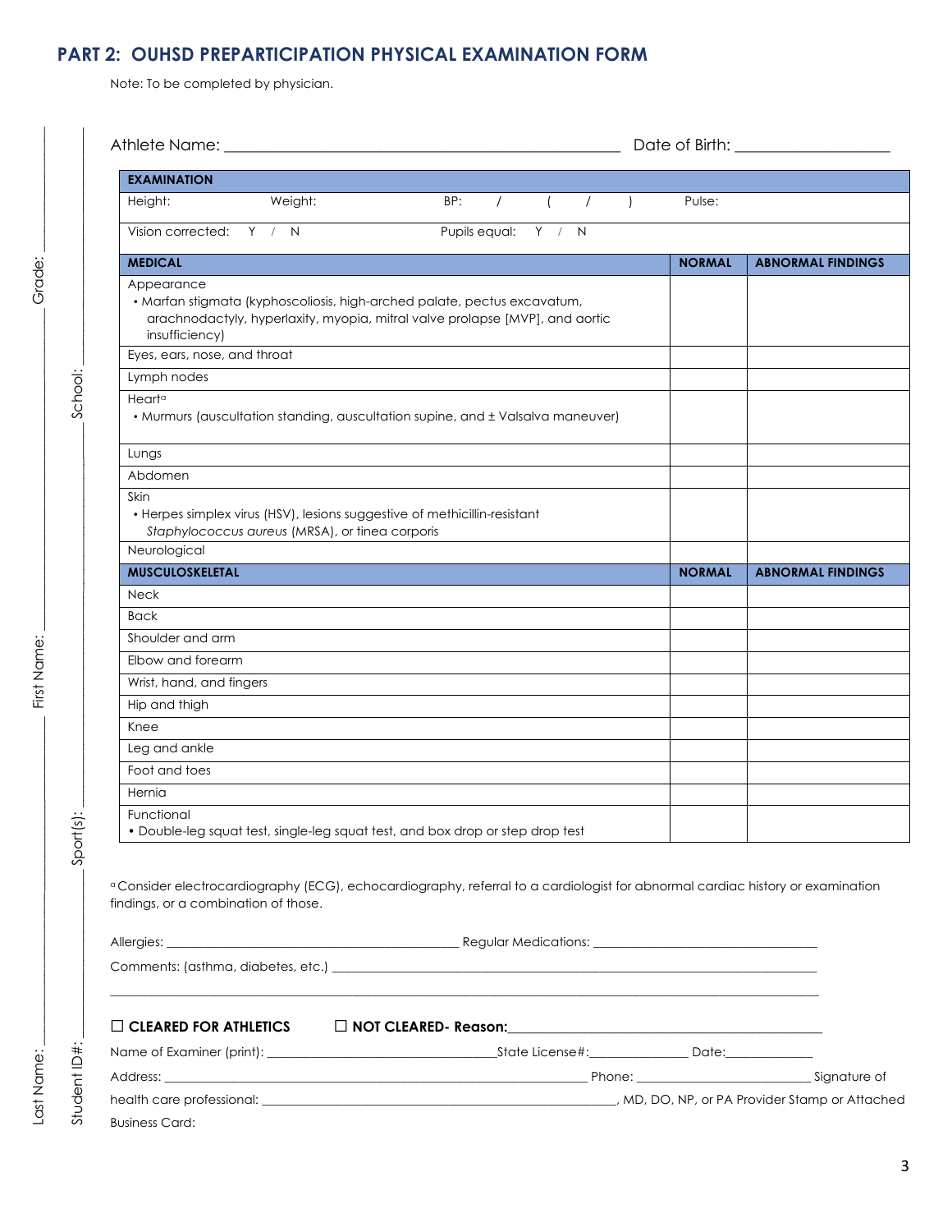## PART 2: OUHSD PREPARTICIPATION PHYSICAL EXAMINATION FORM

Note: To be completed by physician.

Last Name: ____________ First Name: ____________ Grade: ____________

Student ID#: ____________ Sport(s): ____________ School: ____________

Athlete Name: ________________________________________ Date of Birth: ________________

| EXAMINATION | | | |
|---|---|---|---|
| Height: Weight: | BP: / ( / ) | Pulse: | |
| Vision corrected: Y / N | Pupils equal: Y / N | | |

| MEDICAL | NORMAL | ABNORMAL FINDINGS |
|---|---|---|
| Appearance<br>• Marfan stigmata (kyphoscoliosis, high-arched palate, pectus excavatum, arachnodactyly, hyperlaxity, myopia, mitral valve prolapse [MVP], and aortic insufficiency) | | |
| Eyes, ears, nose, and throat | | |
| Lymph nodes | | |
| Heart[a]<br>• Murmurs (auscultation standing, auscultation supine, and ± Valsalva maneuver) | | |
| Lungs | | |
| Abdomen | | |
| Skin<br>• Herpes simplex virus (HSV), lesions suggestive of methicillin-resistant *Staphylococcus aureus* (MRSA), or tinea corporis | | |
| Neurological | | |
| **MUSCULOSKELETAL** | **NORMAL** | **ABNORMAL FINDINGS** |
| Neck | | |
| Back | | |
| Shoulder and arm | | |
| Elbow and forearm | | |
| Wrist, hand, and fingers | | |
| Hip and thigh | | |
| Knee | | |
| Leg and ankle | | |
| Foot and toes | | |
| Hernia | | |
| Functional<br>• Double-leg squat test, single-leg squat test, and box drop or step drop test | | |

[a] Consider electrocardiography (ECG), echocardiography, referral to a cardiologist for abnormal cardiac history or examination findings, or a combination of those.

Allergies: ________________________________ Regular Medications: ________________________________

Comments: (asthma, diabetes, etc.) ________________________________________________________________

________________________________________________________________________________________

☐ **CLEARED FOR ATHLETICS** ☐ **NOT CLEARED- Reason:** ________________________________________

Name of Examiner (print): ______________________________ State License#: ______________ Date: ____________

Address: ________________________________________________ Phone: ______________________ Signature of health care professional: ________________________________________________, MD, DO, NP, or PA Provider Stamp or Attached Business Card: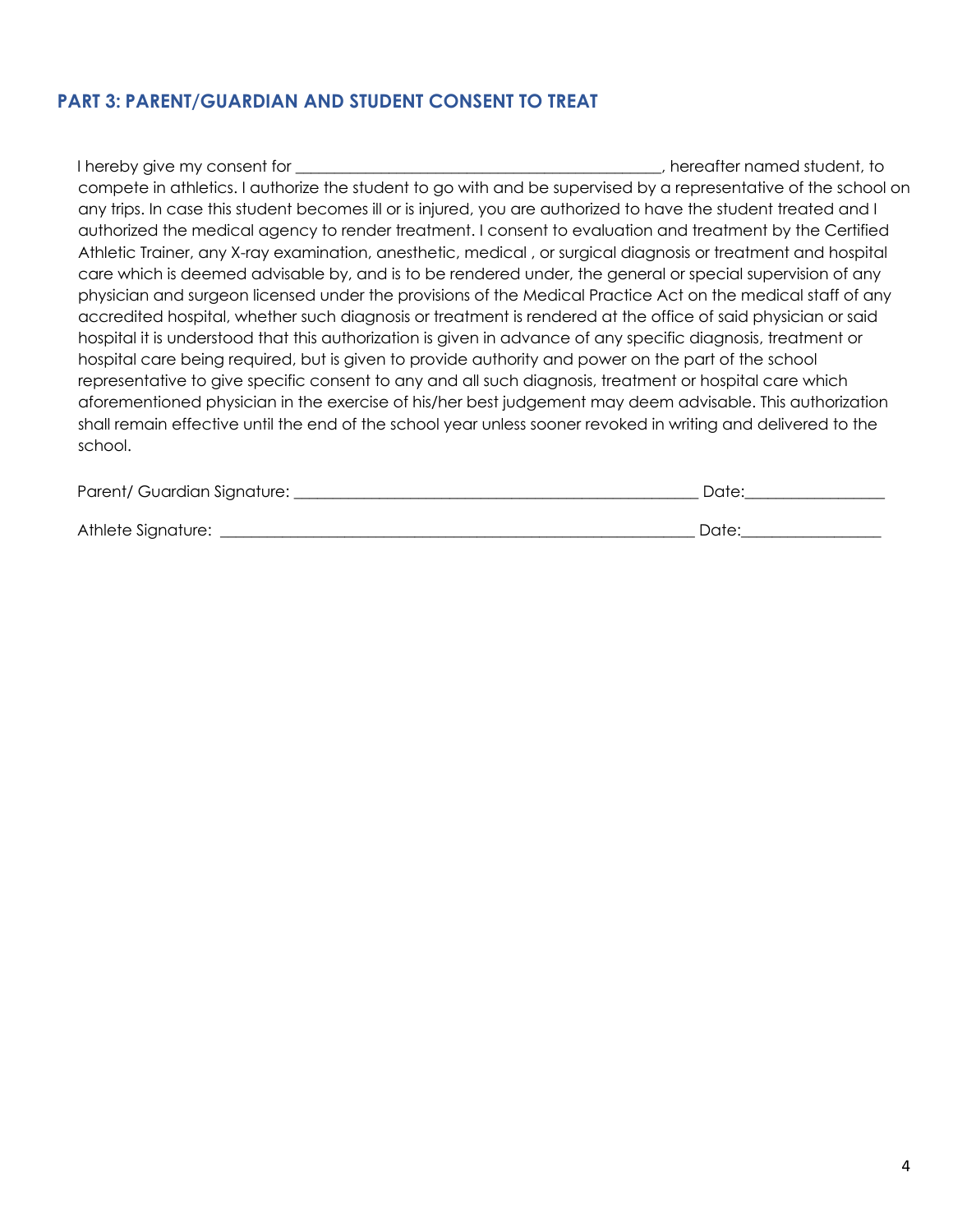## PART 3: PARENT/GUARDIAN AND STUDENT CONSENT TO TREAT

I hereby give my consent for _______________________________________________, hereafter named student, to compete in athletics. I authorize the student to go with and be supervised by a representative of the school on any trips. In case this student becomes ill or is injured, you are authorized to have the student treated and I authorized the medical agency to render treatment. I consent to evaluation and treatment by the Certified Athletic Trainer, any X-ray examination, anesthetic, medical , or surgical diagnosis or treatment and hospital care which is deemed advisable by, and is to be rendered under, the general or special supervision of any physician and surgeon licensed under the provisions of the Medical Practice Act on the medical staff of any accredited hospital, whether such diagnosis or treatment is rendered at the office of said physician or said hospital it is understood that this authorization is given in advance of any specific diagnosis, treatment or hospital care being required, but is given to provide authority and power on the part of the school representative to give specific consent to any and all such diagnosis, treatment or hospital care which aforementioned physician in the exercise of his/her best judgement may deem advisable. This authorization shall remain effective until the end of the school year unless sooner revoked in writing and delivered to the school.

Parent/ Guardian Signature: _____________________________________________________ Date:__________________

Athlete Signature: _______________________________________________________________ Date:__________________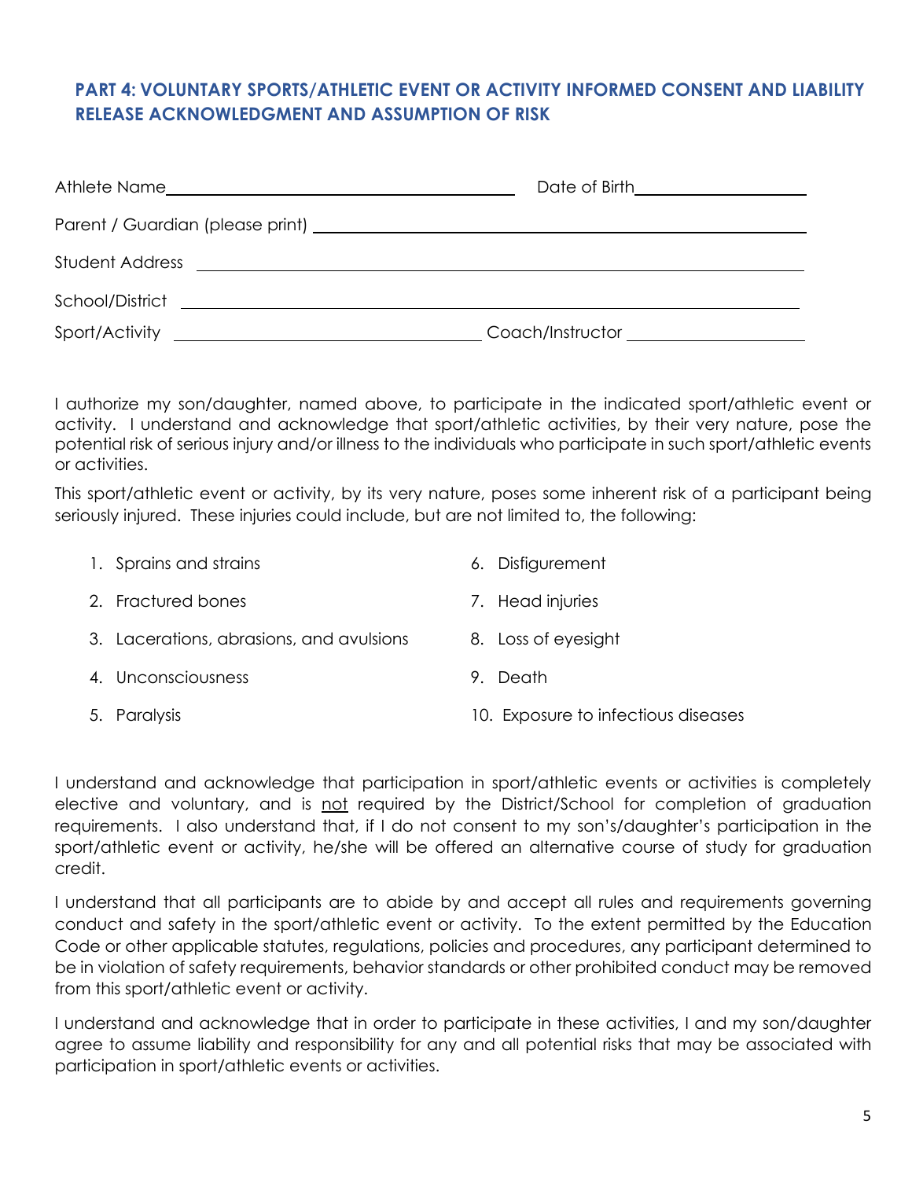## PART 4: VOLUNTARY SPORTS/ATHLETIC EVENT OR ACTIVITY INFORMED CONSENT AND LIABILITY RELEASE ACKNOWLEDGMENT AND ASSUMPTION OF RISK

Athlete Name_________________________________________ Date of Birth____________________

Parent / Guardian (please print) ________________________________________________________

Student Address ______________________________________________________________________

School/District ______________________________________________________________________

Sport/Activity ____________________________________ Coach/Instructor ____________________

I authorize my son/daughter, named above, to participate in the indicated sport/athletic event or activity. I understand and acknowledge that sport/athletic activities, by their very nature, pose the potential risk of serious injury and/or illness to the individuals who participate in such sport/athletic events or activities.

This sport/athletic event or activity, by its very nature, poses some inherent risk of a participant being seriously injured. These injuries could include, but are not limited to, the following:

1. Sprains and strains
2. Fractured bones
3. Lacerations, abrasions, and avulsions
4. Unconsciousness
5. Paralysis
6. Disfigurement
7. Head injuries
8. Loss of eyesight
9. Death
10. Exposure to infectious diseases

I understand and acknowledge that participation in sport/athletic events or activities is completely elective and voluntary, and is <u>not</u> required by the District/School for completion of graduation requirements. I also understand that, if I do not consent to my son's/daughter's participation in the sport/athletic event or activity, he/she will be offered an alternative course of study for graduation credit.

I understand that all participants are to abide by and accept all rules and requirements governing conduct and safety in the sport/athletic event or activity. To the extent permitted by the Education Code or other applicable statutes, regulations, policies and procedures, any participant determined to be in violation of safety requirements, behavior standards or other prohibited conduct may be removed from this sport/athletic event or activity.

I understand and acknowledge that in order to participate in these activities, I and my son/daughter agree to assume liability and responsibility for any and all potential risks that may be associated with participation in sport/athletic events or activities.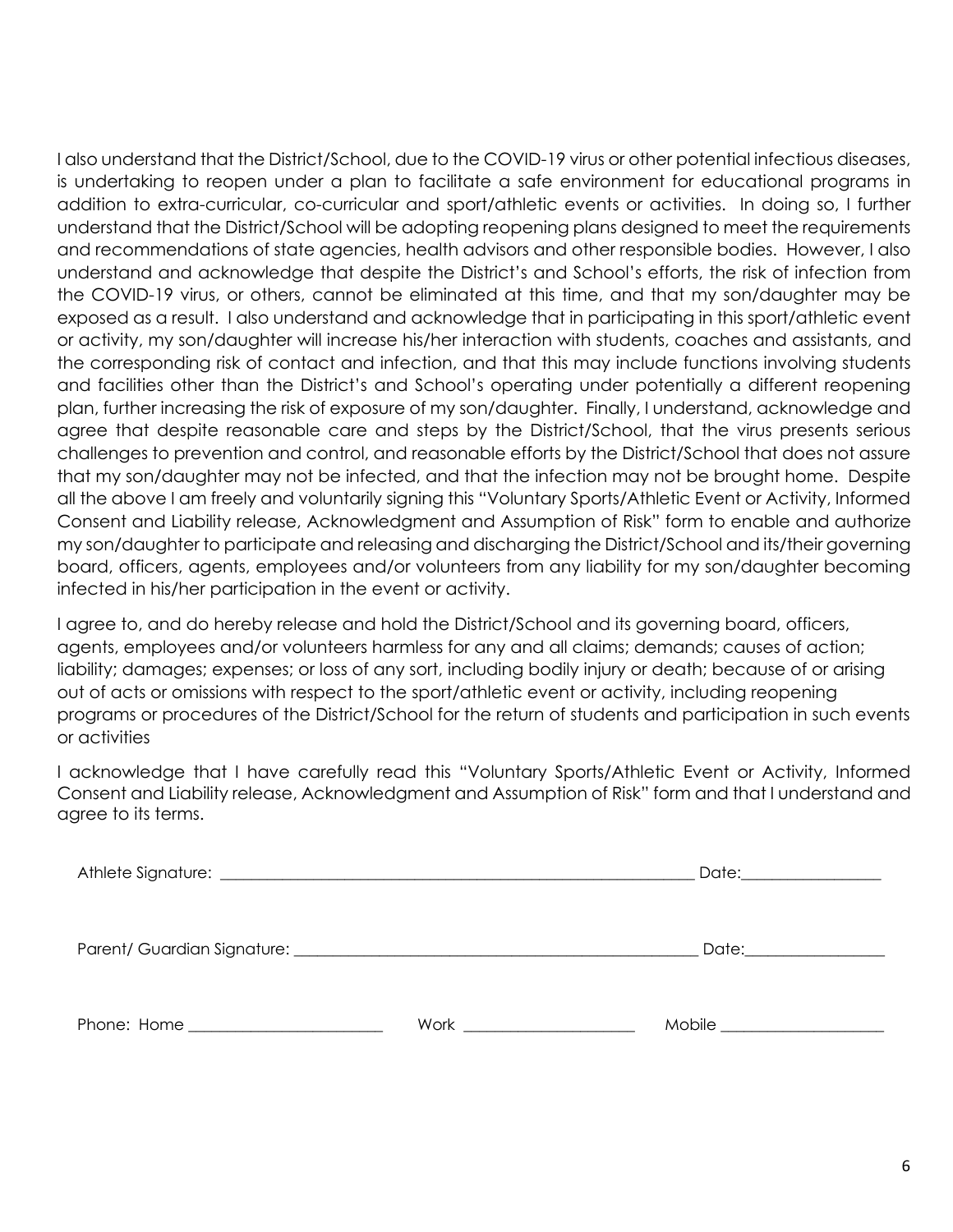I also understand that the District/School, due to the COVID-19 virus or other potential infectious diseases, is undertaking to reopen under a plan to facilitate a safe environment for educational programs in addition to extra-curricular, co-curricular and sport/athletic events or activities. In doing so, I further understand that the District/School will be adopting reopening plans designed to meet the requirements and recommendations of state agencies, health advisors and other responsible bodies. However, I also understand and acknowledge that despite the District's and School's efforts, the risk of infection from the COVID-19 virus, or others, cannot be eliminated at this time, and that my son/daughter may be exposed as a result. I also understand and acknowledge that in participating in this sport/athletic event or activity, my son/daughter will increase his/her interaction with students, coaches and assistants, and the corresponding risk of contact and infection, and that this may include functions involving students and facilities other than the District's and School's operating under potentially a different reopening plan, further increasing the risk of exposure of my son/daughter. Finally, I understand, acknowledge and agree that despite reasonable care and steps by the District/School, that the virus presents serious challenges to prevention and control, and reasonable efforts by the District/School that does not assure that my son/daughter may not be infected, and that the infection may not be brought home. Despite all the above I am freely and voluntarily signing this "Voluntary Sports/Athletic Event or Activity, Informed Consent and Liability release, Acknowledgment and Assumption of Risk" form to enable and authorize my son/daughter to participate and releasing and discharging the District/School and its/their governing board, officers, agents, employees and/or volunteers from any liability for my son/daughter becoming infected in his/her participation in the event or activity.

I agree to, and do hereby release and hold the District/School and its governing board, officers, agents, employees and/or volunteers harmless for any and all claims; demands; causes of action; liability; damages; expenses; or loss of any sort, including bodily injury or death; because of or arising out of acts or omissions with respect to the sport/athletic event or activity, including reopening programs or procedures of the District/School for the return of students and participation in such events or activities

I acknowledge that I have carefully read this "Voluntary Sports/Athletic Event or Activity, Informed Consent and Liability release, Acknowledgment and Assumption of Risk" form and that I understand and agree to its terms.

Athlete Signature: ______________________________________________ Date:_______________

Parent/ Guardian Signature: ________________________________________ Date:_______________

Phone: Home ____________________ Work __________________ Mobile __________________